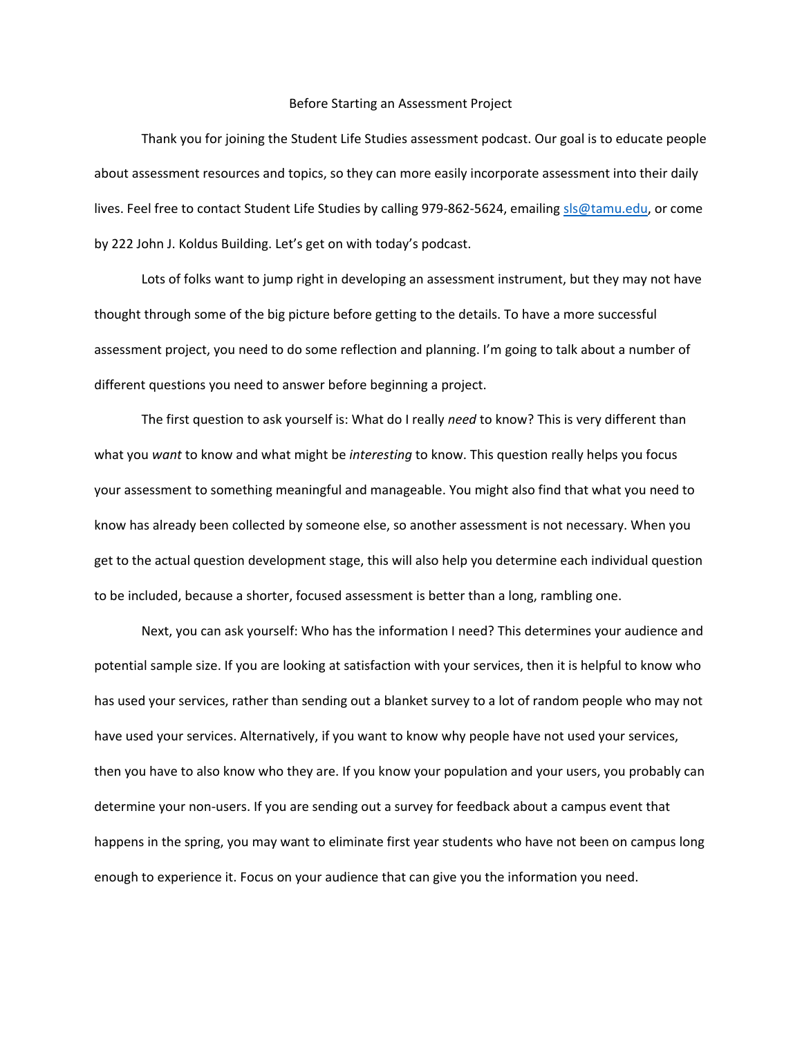# Before Starting an Assessment Project

Thank you for joining the Student Life Studies assessment podcast. Our goal is to educate people about assessment resources and topics, so they can more easily incorporate assessment into their daily lives. Feel free to contact Student Life Studies by calling 979-862-5624, emailing sls@tamu.edu, or come by 222 John J. Koldus Building. Let's get on with today's podcast.

Lots of folks want to jump right in developing an assessment instrument, but they may not have thought through some of the big picture before getting to the details. To have a more successful assessment project, you need to do some reflection and planning. I'm going to talk about a number of different questions you need to answer before beginning a project.

The first question to ask yourself is: What do I really *need* to know? This is very different than what you *want* to know and what might be *interesting* to know. This question really helps you focus your assessment to something meaningful and manageable. You might also find that what you need to know has already been collected by someone else, so another assessment is not necessary. When you get to the actual question development stage, this will also help you determine each individual question to be included, because a shorter, focused assessment is better than a long, rambling one.

Next, you can ask yourself: Who has the information I need? This determines your audience and potential sample size. If you are looking at satisfaction with your services, then it is helpful to know who has used your services, rather than sending out a blanket survey to a lot of random people who may not have used your services. Alternatively, if you want to know why people have not used your services, then you have to also know who they are. If you know your population and your users, you probably can determine your non-users. If you are sending out a survey for feedback about a campus event that happens in the spring, you may want to eliminate first year students who have not been on campus long enough to experience it. Focus on your audience that can give you the information you need.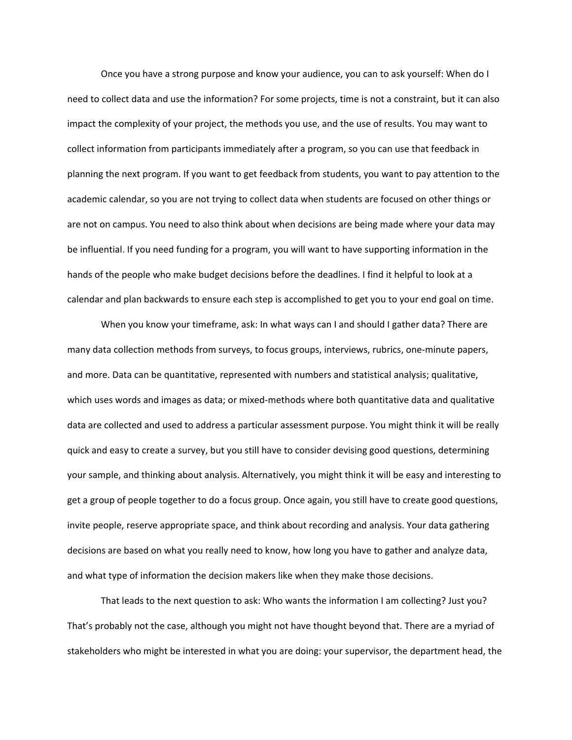Once you have a strong purpose and know your audience, you can to ask yourself: When do I need to collect data and use the information? For some projects, time is not a constraint, but it can also impact the complexity of your project, the methods you use, and the use of results. You may want to collect information from participants immediately after a program, so you can use that feedback in planning the next program. If you want to get feedback from students, you want to pay attention to the academic calendar, so you are not trying to collect data when students are focused on other things or are not on campus. You need to also think about when decisions are being made where your data may be influential. If you need funding for a program, you will want to have supporting information in the hands of the people who make budget decisions before the deadlines. I find it helpful to look at a calendar and plan backwards to ensure each step is accomplished to get you to your end goal on time.

When you know your timeframe, ask: In what ways can I and should I gather data? There are many data collection methods from surveys, to focus groups, interviews, rubrics, one-minute papers, and more. Data can be quantitative, represented with numbers and statistical analysis; qualitative, which uses words and images as data; or mixed-methods where both quantitative data and qualitative data are collected and used to address a particular assessment purpose. You might think it will be really quick and easy to create a survey, but you still have to consider devising good questions, determining your sample, and thinking about analysis. Alternatively, you might think it will be easy and interesting to get a group of people together to do a focus group. Once again, you still have to create good questions, invite people, reserve appropriate space, and think about recording and analysis. Your data gathering decisions are based on what you really need to know, how long you have to gather and analyze data, and what type of information the decision makers like when they make those decisions.

That leads to the next question to ask: Who wants the information I am collecting? Just you? That's probably not the case, although you might not have thought beyond that. There are a myriad of stakeholders who might be interested in what you are doing: your supervisor, the department head, the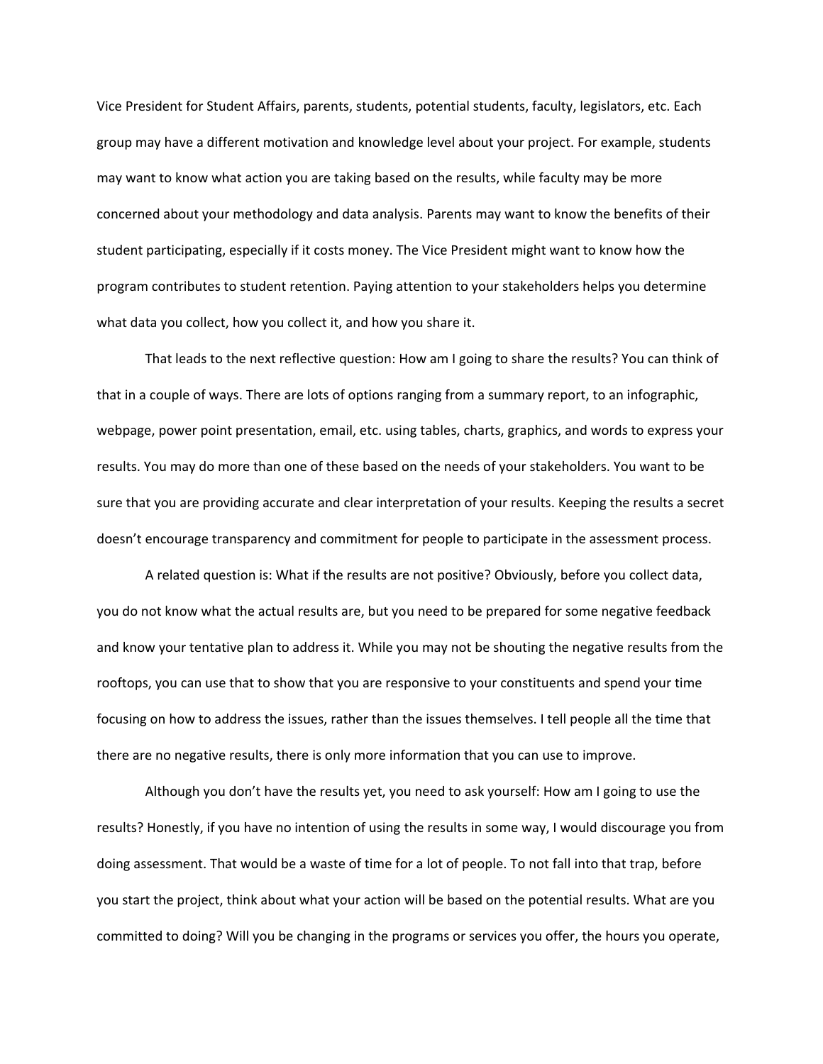Vice President for Student Affairs, parents, students, potential students, faculty, legislators, etc. Each group may have a different motivation and knowledge level about your project. For example, students may want to know what action you are taking based on the results, while faculty may be more concerned about your methodology and data analysis. Parents may want to know the benefits of their student participating, especially if it costs money. The Vice President might want to know how the program contributes to student retention. Paying attention to your stakeholders helps you determine what data you collect, how you collect it, and how you share it.

That leads to the next reflective question: How am I going to share the results? You can think of that in a couple of ways. There are lots of options ranging from a summary report, to an infographic, webpage, power point presentation, email, etc. using tables, charts, graphics, and words to express your results. You may do more than one of these based on the needs of your stakeholders. You want to be sure that you are providing accurate and clear interpretation of your results. Keeping the results a secret doesn't encourage transparency and commitment for people to participate in the assessment process.

A related question is: What if the results are not positive? Obviously, before you collect data, you do not know what the actual results are, but you need to be prepared for some negative feedback and know your tentative plan to address it. While you may not be shouting the negative results from the rooftops, you can use that to show that you are responsive to your constituents and spend your time focusing on how to address the issues, rather than the issues themselves. I tell people all the time that there are no negative results, there is only more information that you can use to improve.

Although you don't have the results yet, you need to ask yourself: How am I going to use the results? Honestly, if you have no intention of using the results in some way, I would discourage you from doing assessment. That would be a waste of time for a lot of people. To not fall into that trap, before you start the project, think about what your action will be based on the potential results. What are you committed to doing? Will you be changing in the programs or services you offer, the hours you operate,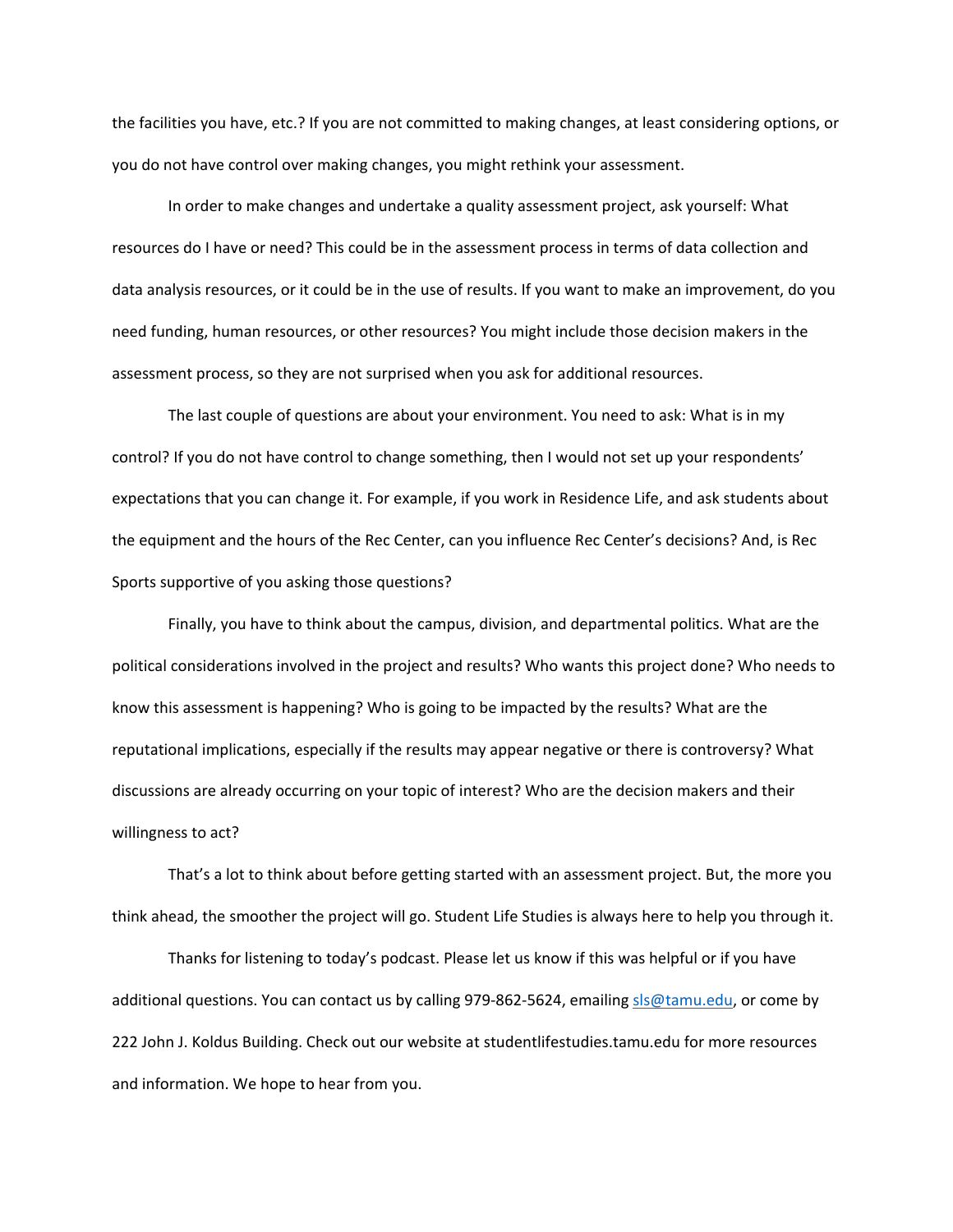the facilities you have, etc.? If you are not committed to making changes, at least considering options, or you do not have control over making changes, you might rethink your assessment.

In order to make changes and undertake a quality assessment project, ask yourself: What resources do I have or need? This could be in the assessment process in terms of data collection and data analysis resources, or it could be in the use of results. If you want to make an improvement, do you need funding, human resources, or other resources? You might include those decision makers in the assessment process, so they are not surprised when you ask for additional resources.

The last couple of questions are about your environment. You need to ask: What is in my control? If you do not have control to change something, then I would not set up your respondents' expectations that you can change it. For example, if you work in Residence Life, and ask students about the equipment and the hours of the Rec Center, can you influence Rec Center's decisions? And, is Rec Sports supportive of you asking those questions?

Finally, you have to think about the campus, division, and departmental politics. What are the political considerations involved in the project and results? Who wants this project done? Who needs to know this assessment is happening? Who is going to be impacted by the results? What are the reputational implications, especially if the results may appear negative or there is controversy? What discussions are already occurring on your topic of interest? Who are the decision makers and their willingness to act?

That's a lot to think about before getting started with an assessment project. But, the more you think ahead, the smoother the project will go. Student Life Studies is always here to help you through it.

Thanks for listening to today's podcast. Please let us know if this was helpful or if you have additional questions. You can contact us by calling 979-862-5624, emailing [sls@tamu.edu](mailto:sls@tamu.edu), or come by 222 John J. Koldus Building. Check out our website at studentlifestudies.tamu.edu for more resources and information. We hope to hear from you.